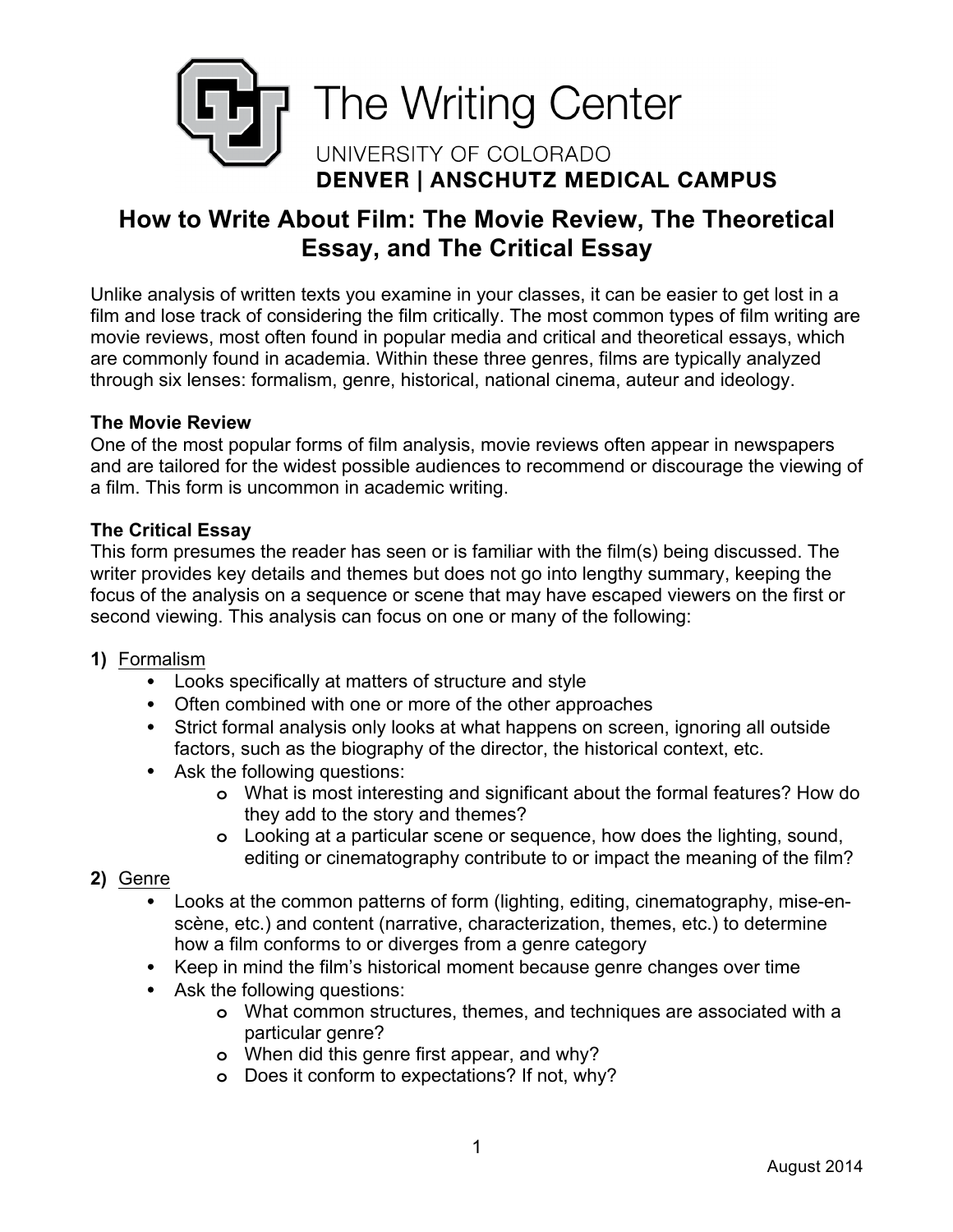# The Writing Center

UNIVERSITY OF COLORADO
**DENVER | ANSCHUTZ MEDICAL CAMPUS**

## How to Write About Film: The Movie Review, The Theoretical Essay, and The Critical Essay

Unlike analysis of written texts you examine in your classes, it can be easier to get lost in a film and lose track of considering the film critically. The most common types of film writing are movie reviews, most often found in popular media and critical and theoretical essays, which are commonly found in academia. Within these three genres, films are typically analyzed through six lenses: formalism, genre, historical, national cinema, auteur and ideology.

### The Movie Review

One of the most popular forms of film analysis, movie reviews often appear in newspapers and are tailored for the widest possible audiences to recommend or discourage the viewing of a film. This form is uncommon in academic writing.

### The Critical Essay

This form presumes the reader has seen or is familiar with the film(s) being discussed. The writer provides key details and themes but does not go into lengthy summary, keeping the focus of the analysis on a sequence or scene that may have escaped viewers on the first or second viewing. This analysis can focus on one or many of the following:

1) Formalism
   - Looks specifically at matters of structure and style
   - Often combined with one or more of the other approaches
   - Strict formal analysis only looks at what happens on screen, ignoring all outside factors, such as the biography of the director, the historical context, etc.
   - Ask the following questions:
     - What is most interesting and significant about the formal features? How do they add to the story and themes?
     - Looking at a particular scene or sequence, how does the lighting, sound, editing or cinematography contribute to or impact the meaning of the film?
2) Genre
   - Looks at the common patterns of form (lighting, editing, cinematography, mise-en-scène, etc.) and content (narrative, characterization, themes, etc.) to determine how a film conforms to or diverges from a genre category
   - Keep in mind the film's historical moment because genre changes over time
   - Ask the following questions:
     - What common structures, themes, and techniques are associated with a particular genre?
     - When did this genre first appear, and why?
     - Does it conform to expectations? If not, why?

August 2014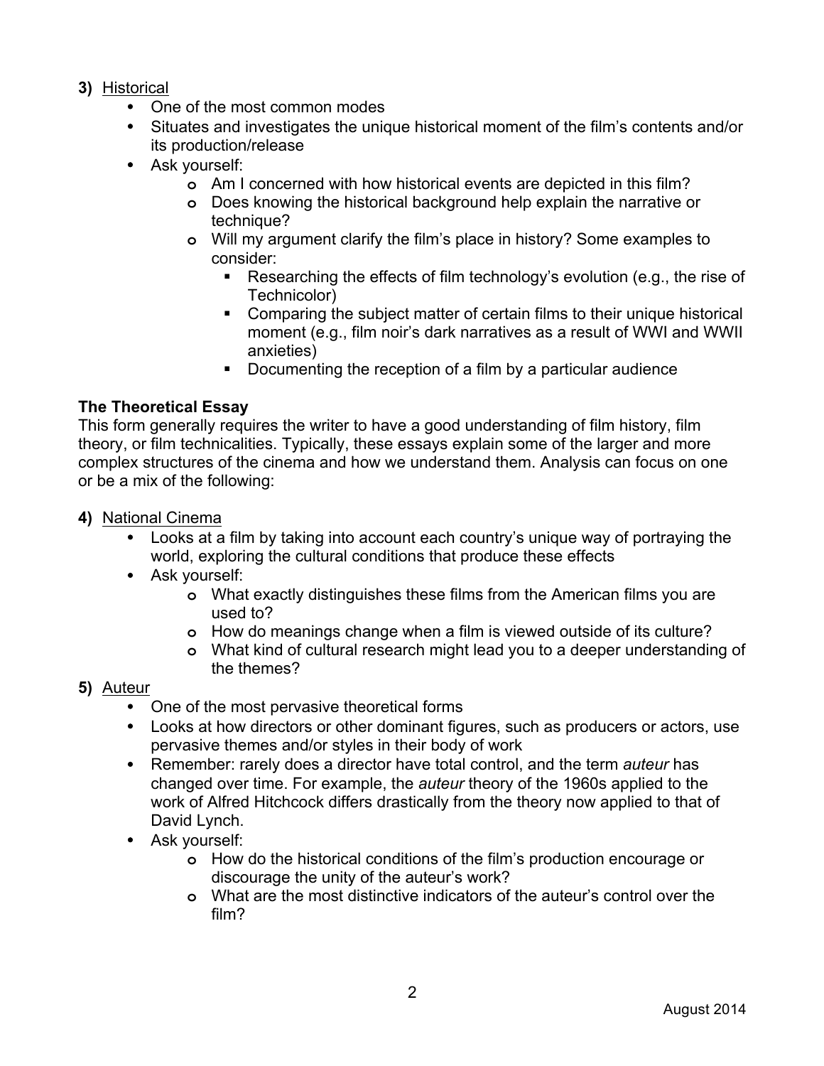**3)** <u>Historical</u>

- One of the most common modes
- Situates and investigates the unique historical moment of the film's contents and/or its production/release
- Ask yourself:
    - Am I concerned with how historical events are depicted in this film?
    - Does knowing the historical background help explain the narrative or technique?
    - Will my argument clarify the film's place in history? Some examples to consider:
        - Researching the effects of film technology's evolution (e.g., the rise of Technicolor)
        - Comparing the subject matter of certain films to their unique historical moment (e.g., film noir's dark narratives as a result of WWI and WWII anxieties)
        - Documenting the reception of a film by a particular audience

**The Theoretical Essay**

This form generally requires the writer to have a good understanding of film history, film theory, or film technicalities. Typically, these essays explain some of the larger and more complex structures of the cinema and how we understand them. Analysis can focus on one or be a mix of the following:

**4)** <u>National Cinema</u>

- Looks at a film by taking into account each country's unique way of portraying the world, exploring the cultural conditions that produce these effects
- Ask yourself:
    - What exactly distinguishes these films from the American films you are used to?
    - How do meanings change when a film is viewed outside of its culture?
    - What kind of cultural research might lead you to a deeper understanding of the themes?

**5)** <u>Auteur</u>

- One of the most pervasive theoretical forms
- Looks at how directors or other dominant figures, such as producers or actors, use pervasive themes and/or styles in their body of work
- Remember: rarely does a director have total control, and the term *auteur* has changed over time. For example, the *auteur* theory of the 1960s applied to the work of Alfred Hitchcock differs drastically from the theory now applied to that of David Lynch.
- Ask yourself:
    - How do the historical conditions of the film's production encourage or discourage the unity of the auteur's work?
    - What are the most distinctive indicators of the auteur's control over the film?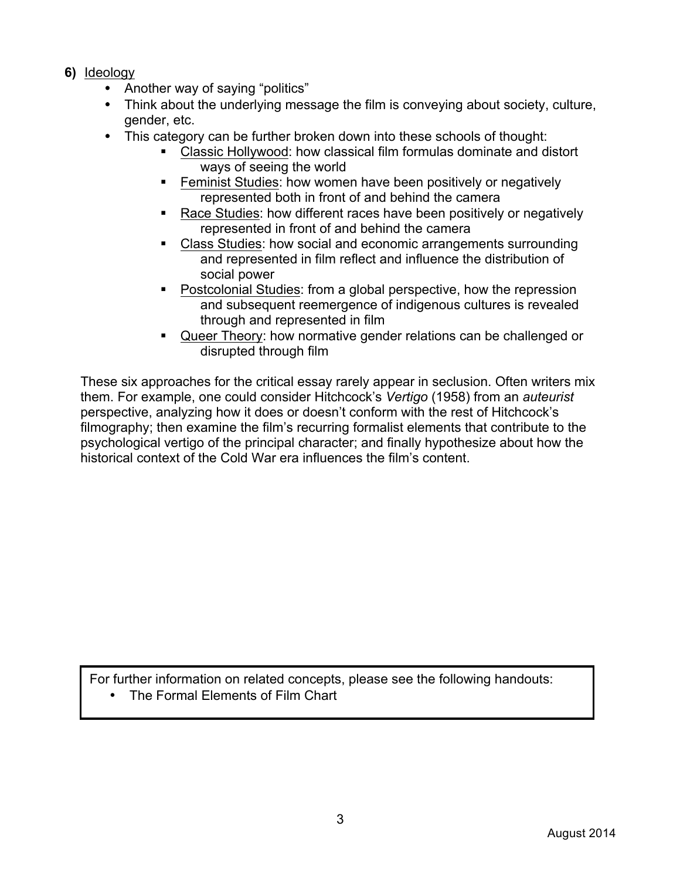**6)** Ideology

- Another way of saying "politics"
- Think about the underlying message the film is conveying about society, culture, gender, etc.
- This category can be further broken down into these schools of thought:
  - Classic Hollywood: how classical film formulas dominate and distort ways of seeing the world
  - Feminist Studies: how women have been positively or negatively represented both in front of and behind the camera
  - Race Studies: how different races have been positively or negatively represented in front of and behind the camera
  - Class Studies: how social and economic arrangements surrounding and represented in film reflect and influence the distribution of social power
  - Postcolonial Studies: from a global perspective, how the repression and subsequent reemergence of indigenous cultures is revealed through and represented in film
  - Queer Theory: how normative gender relations can be challenged or disrupted through film

These six approaches for the critical essay rarely appear in seclusion. Often writers mix them. For example, one could consider Hitchcock's *Vertigo* (1958) from an *auteurist* perspective, analyzing how it does or doesn't conform with the rest of Hitchcock's filmography; then examine the film's recurring formalist elements that contribute to the psychological vertigo of the principal character; and finally hypothesize about how the historical context of the Cold War era influences the film's content.

For further information on related concepts, please see the following handouts:

- The Formal Elements of Film Chart

August 2014